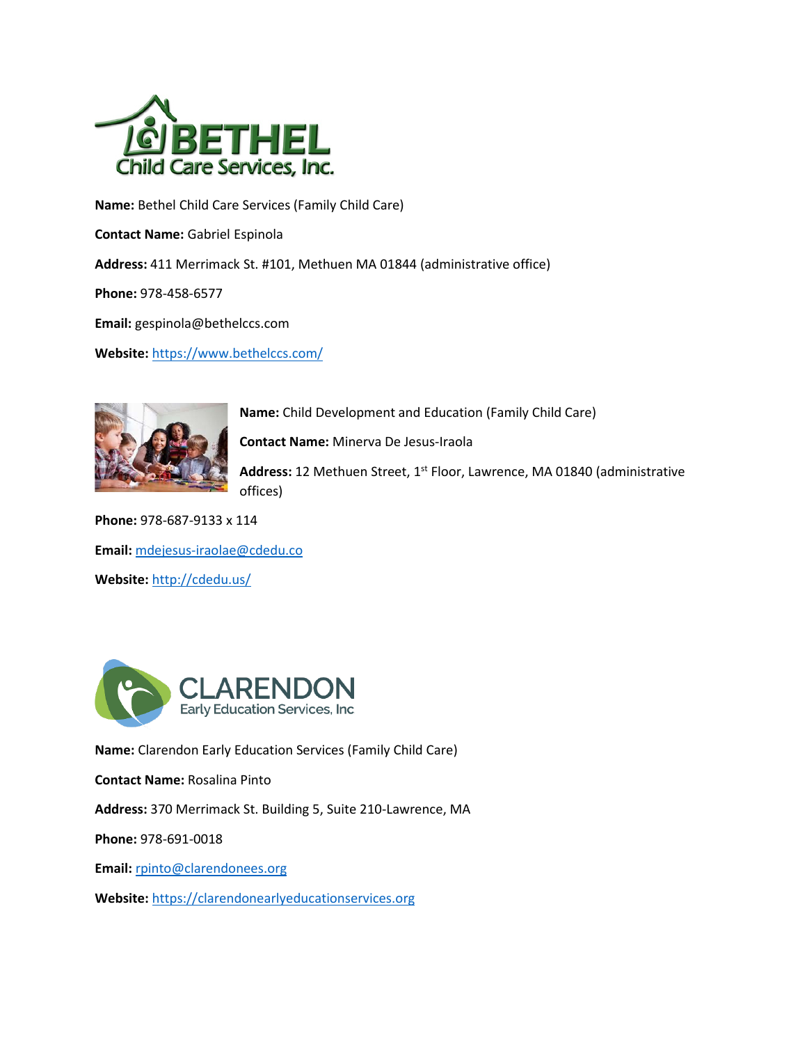**Name:** Bethel Child Care Services (Family Child Care)

**Contact Name:** Gabriel Espinola

**Address:** 411 Merrimack St. #101, Methuen MA 01844 (administrative office)

**Phone:** 978-458-6577

**Email:** gespinola@bethelccs.com

**Website:** https://www.bethelccs.com/

**Name:** Child Development and Education (Family Child Care)

**Contact Name:** Minerva De Jesus-Iraola

**Address:** 12 Methuen Street, 1st Floor, Lawrence, MA 01840 (administrative offices)

**Phone:** 978-687-9133 x 114

**Email:** mdejesus-iraolae@cdedu.co

**Website:** http://cdedu.us/

**Name:** Clarendon Early Education Services (Family Child Care)

**Contact Name:** Rosalina Pinto

**Address:** 370 Merrimack St. Building 5, Suite 210-Lawrence, MA

**Phone:** 978-691-0018

**Email:** rpinto@clarendonees.org

**Website:** https://clarendonearlyeducationservices.org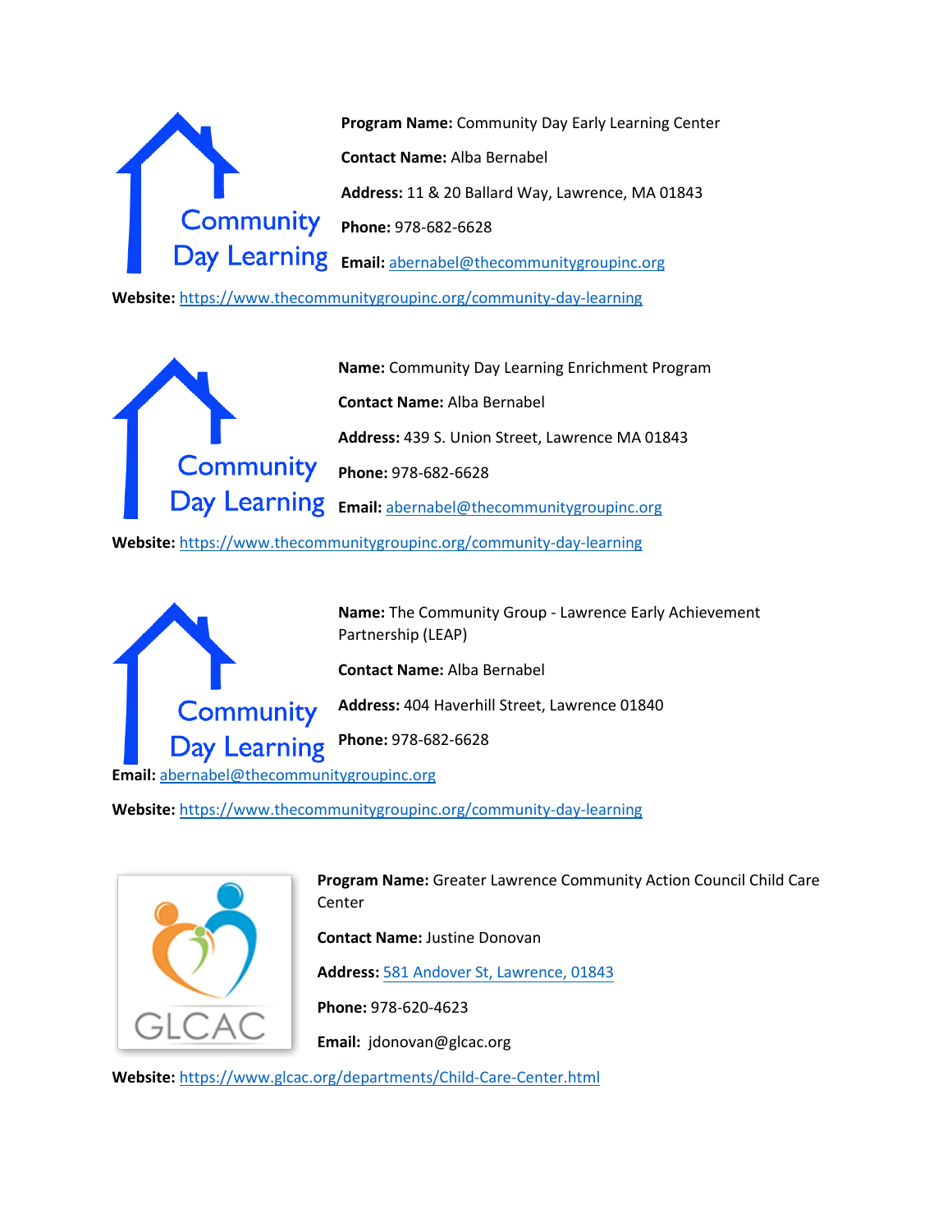**Program Name:** Community Day Early Learning Center

**Contact Name:** Alba Bernabel

**Address:** 11 & 20 Ballard Way, Lawrence, MA 01843

**Phone:** 978-682-6628

**Email:** abernabel@thecommunitygroupinc.org

**Website:** https://www.thecommunitygroupinc.org/community-day-learning

**Name:** Community Day Learning Enrichment Program

**Contact Name:** Alba Bernabel

**Address:** 439 S. Union Street, Lawrence MA 01843

**Phone:** 978-682-6628

**Email:** abernabel@thecommunitygroupinc.org

**Website:** https://www.thecommunitygroupinc.org/community-day-learning

**Name:** The Community Group - Lawrence Early Achievement Partnership (LEAP)

**Contact Name:** Alba Bernabel

**Address:** 404 Haverhill Street, Lawrence 01840

**Phone:** 978-682-6628

**Email:** abernabel@thecommunitygroupinc.org

**Website:** https://www.thecommunitygroupinc.org/community-day-learning

**Program Name:** Greater Lawrence Community Action Council Child Care Center

**Contact Name:** Justine Donovan

**Address:** 581 Andover St, Lawrence, 01843

**Phone:** 978-620-4623

**Email:** jdonovan@glcac.org

**Website:** https://www.glcac.org/departments/Child-Care-Center.html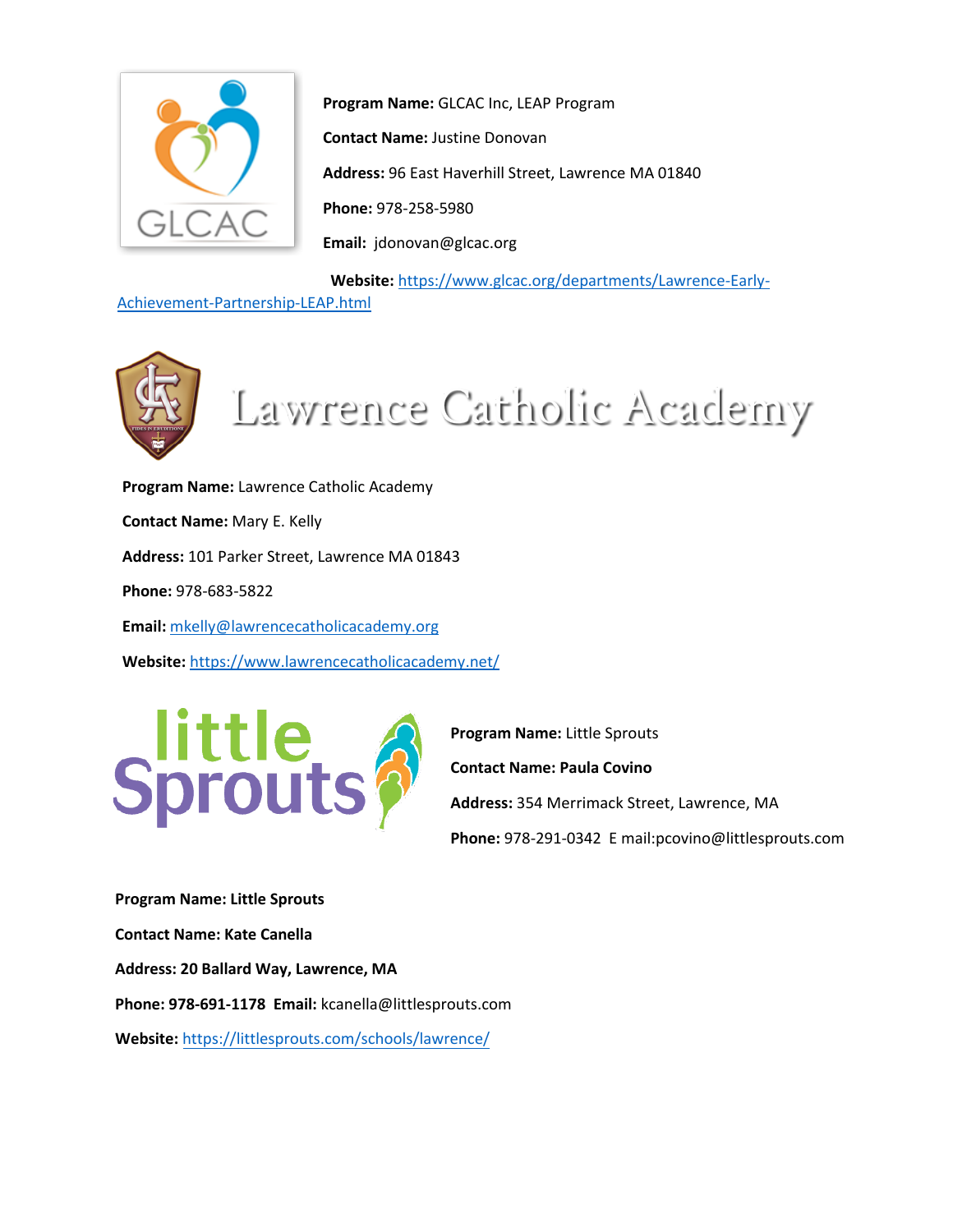**Program Name:** GLCAC Inc, LEAP Program

**Contact Name:** Justine Donovan

**Address:** 96 East Haverhill Street, Lawrence MA 01840

**Phone:** 978-258-5980

**Email:** jdonovan@glcac.org

**Website:** https://www.glcac.org/departments/Lawrence-Early-Achievement-Partnership-LEAP.html

Lawrence Catholic Academy

**Program Name:** Lawrence Catholic Academy

**Contact Name:** Mary E. Kelly

**Address:** 101 Parker Street, Lawrence MA 01843

**Phone:** 978-683-5822

**Email:** mkelly@lawrencecatholicacademy.org

**Website:** https://www.lawrencecatholicacademy.net/

**Program Name:** Little Sprouts

**Contact Name: Paula Covino**

**Address:** 354 Merrimack Street, Lawrence, MA

**Phone:** 978-291-0342 E mail:pcovino@littlesprouts.com

**Program Name: Little Sprouts**

**Contact Name: Kate Canella**

**Address: 20 Ballard Way, Lawrence, MA**

**Phone: 978-691-1178** **Email:** kcanella@littlesprouts.com

**Website:** https://littlesprouts.com/schools/lawrence/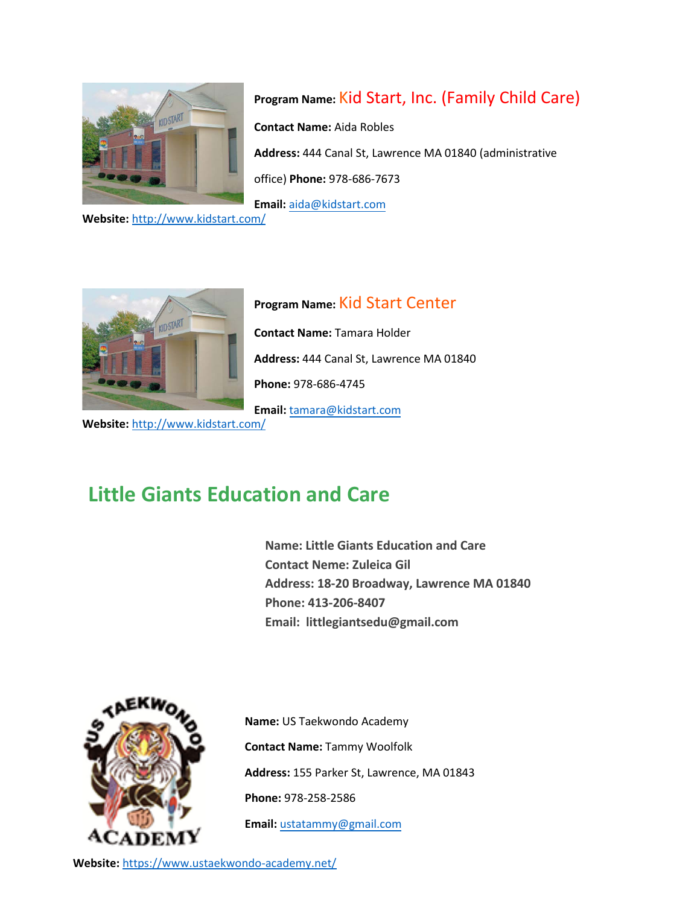**Program Name:** Kid Start, Inc. (Family Child Care)

**Contact Name:** Aida Robles

**Address:** 444 Canal St, Lawrence MA 01840 (administrative office) **Phone:** 978-686-7673

**Email:** aida@kidstart.com

**Website:** http://www.kidstart.com/

**Program Name:** Kid Start Center

**Contact Name:** Tamara Holder

**Address:** 444 Canal St, Lawrence MA 01840

**Phone:** 978-686-4745

**Email:** tamara@kidstart.com

**Website:** http://www.kidstart.com/

## Little Giants Education and Care

**Name: Little Giants Education and Care**
**Contact Neme: Zuleica Gil**
**Address: 18-20 Broadway, Lawrence MA 01840**
**Phone: 413-206-8407**
**Email: littlegiantsedu@gmail.com**

**Name:** US Taekwondo Academy

**Contact Name:** Tammy Woolfolk

**Address:** 155 Parker St, Lawrence, MA 01843

**Phone:** 978-258-2586

**Email:** ustatammy@gmail.com

**Website:** https://www.ustaekwondo-academy.net/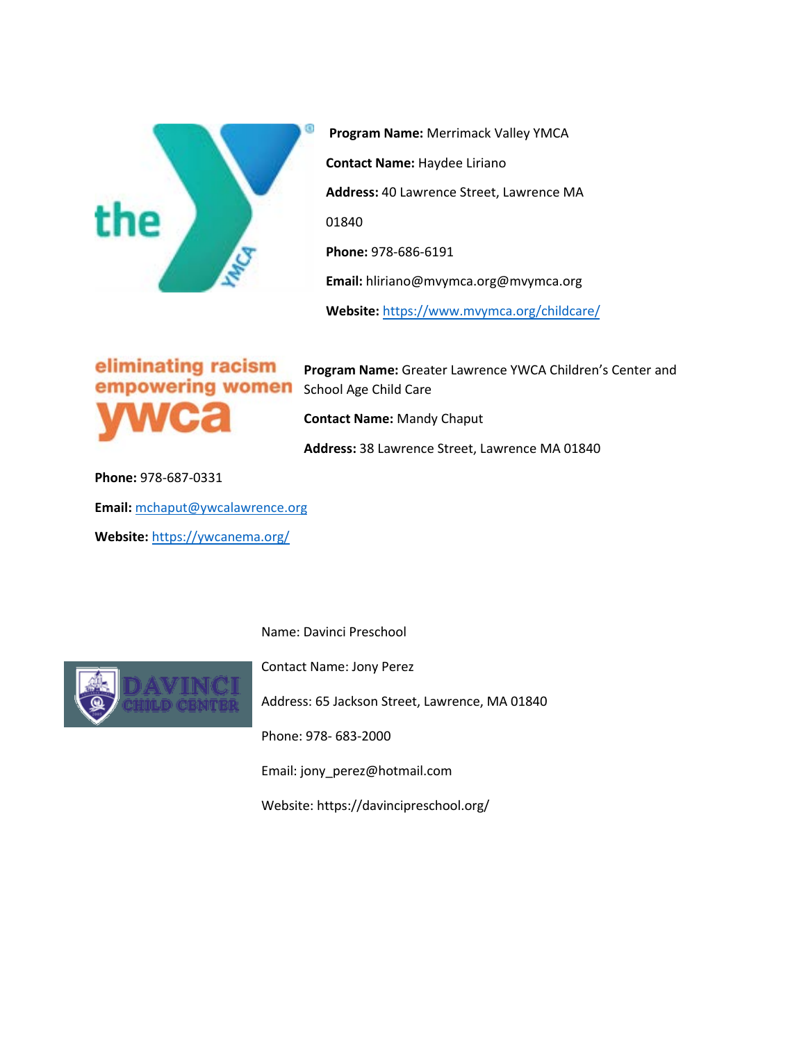**Program Name:** Merrimack Valley YMCA

**Contact Name:** Haydee Liriano

**Address:** 40 Lawrence Street, Lawrence MA 01840

**Phone:** 978-686-6191

**Email:** hliriano@mvymca.org@mvymca.org

**Website:** https://www.mvymca.org/childcare/

**Program Name:** Greater Lawrence YWCA Children's Center and School Age Child Care

**Contact Name:** Mandy Chaput

**Address:** 38 Lawrence Street, Lawrence MA 01840

**Phone:** 978-687-0331

**Email:** mchaput@ywcalawrence.org

**Website:** https://ywcanema.org/

Name: Davinci Preschool

Contact Name: Jony Perez

Address: 65 Jackson Street, Lawrence, MA 01840

Phone: 978- 683-2000

Email: jony_perez@hotmail.com

Website: https://davincipreschool.org/